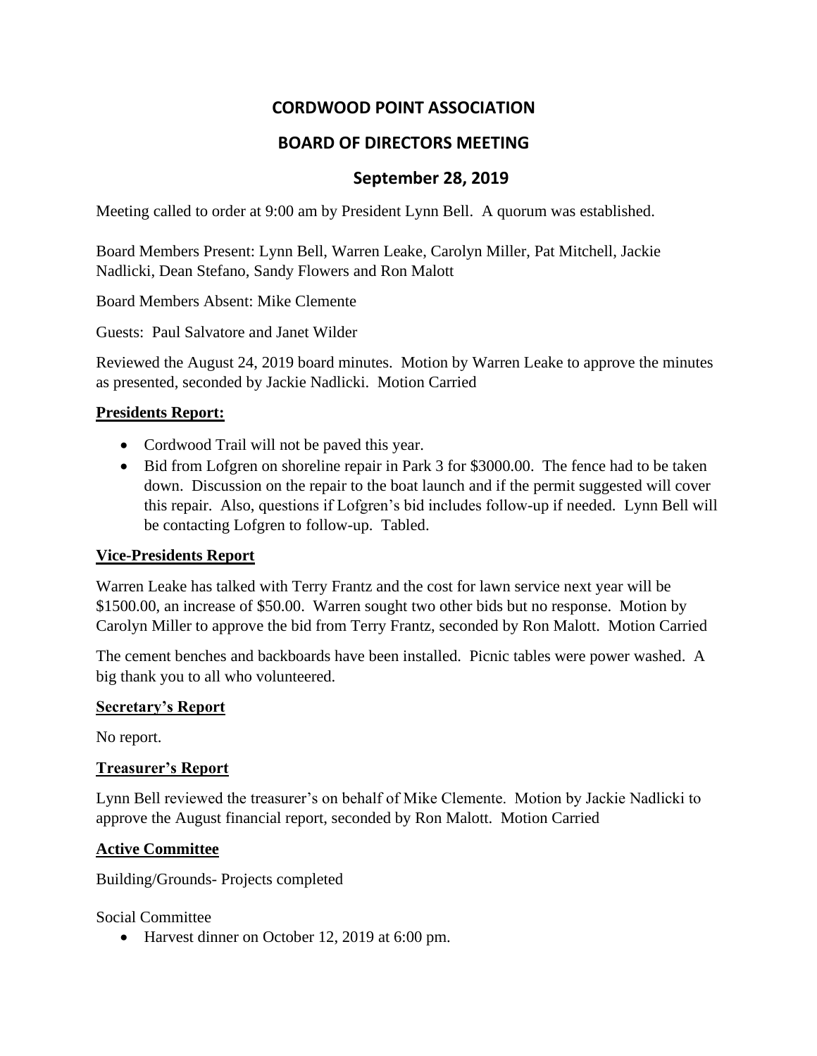# CORDWOOD POINT ASSOCIATION

## BOARD OF DIRECTORS MEETING

## September 28, 2019

Meeting called to order at 9:00 am by President Lynn Bell. A quorum was established.

Board Members Present: Lynn Bell, Warren Leake, Carolyn Miller, Pat Mitchell, Jackie Nadlicki, Dean Stefano, Sandy Flowers and Ron Malott

Board Members Absent: Mike Clemente

Guests: Paul Salvatore and Janet Wilder

Reviewed the August 24, 2019 board minutes. Motion by Warren Leake to approve the minutes as presented, seconded by Jackie Nadlicki. Motion Carried

### Presidents Report:

- Cordwood Trail will not be paved this year.
- Bid from Lofgren on shoreline repair in Park 3 for $3000.00. The fence had to be taken down. Discussion on the repair to the boat launch and if the permit suggested will cover this repair. Also, questions if Lofgren's bid includes follow-up if needed. Lynn Bell will be contacting Lofgren to follow-up. Tabled.

### Vice-Presidents Report

Warren Leake has talked with Terry Frantz and the cost for lawn service next year will be $1500.00, an increase of $50.00. Warren sought two other bids but no response. Motion by Carolyn Miller to approve the bid from Terry Frantz, seconded by Ron Malott. Motion Carried

The cement benches and backboards have been installed. Picnic tables were power washed. A big thank you to all who volunteered.

### Secretary's Report

No report.

### Treasurer's Report

Lynn Bell reviewed the treasurer's on behalf of Mike Clemente. Motion by Jackie Nadlicki to approve the August financial report, seconded by Ron Malott. Motion Carried

### Active Committee

Building/Grounds- Projects completed

Social Committee

- Harvest dinner on October 12, 2019 at 6:00 pm.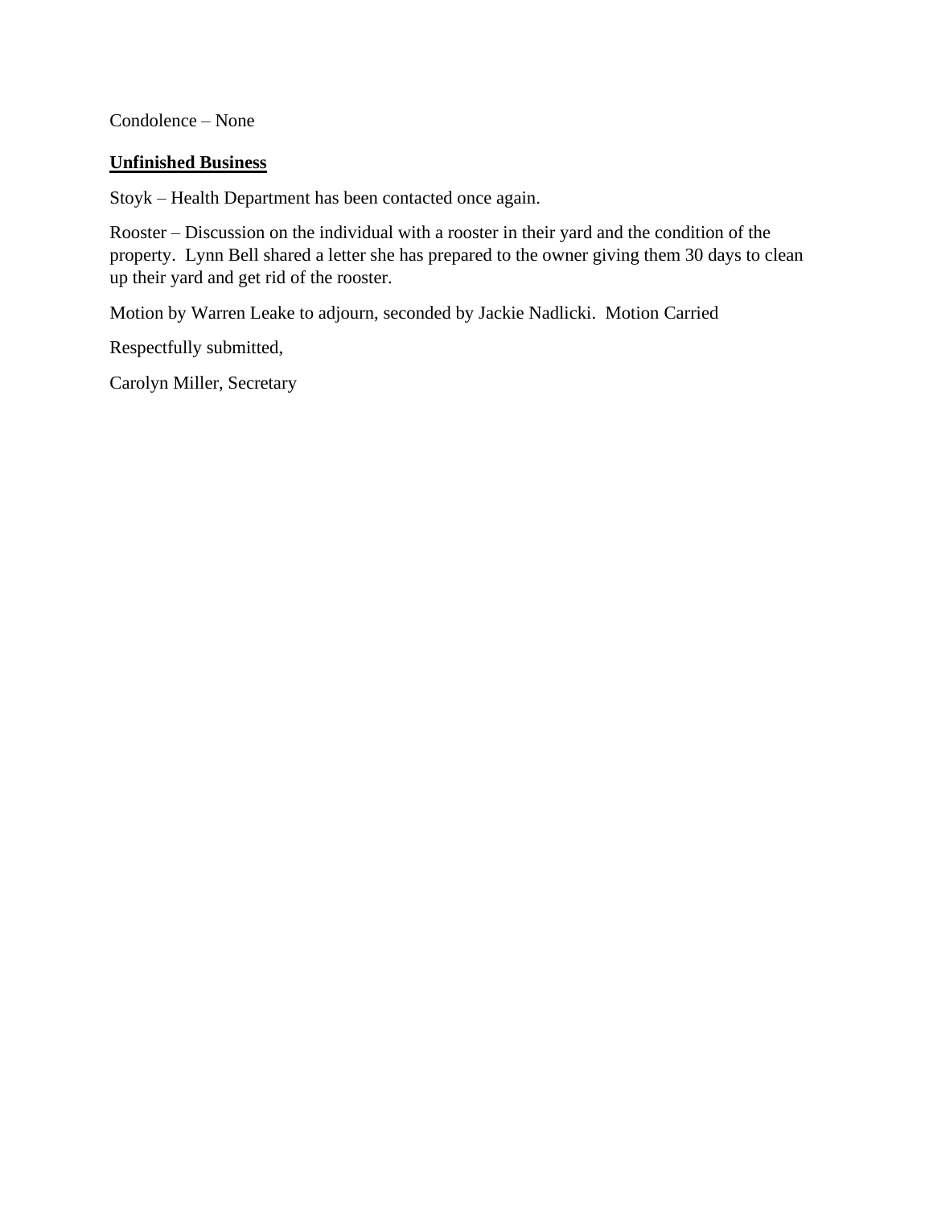Condolence – None

**Unfinished Business**

Stoyk – Health Department has been contacted once again.

Rooster – Discussion on the individual with a rooster in their yard and the condition of the property. Lynn Bell shared a letter she has prepared to the owner giving them 30 days to clean up their yard and get rid of the rooster.

Motion by Warren Leake to adjourn, seconded by Jackie Nadlicki. Motion Carried

Respectfully submitted,

Carolyn Miller, Secretary